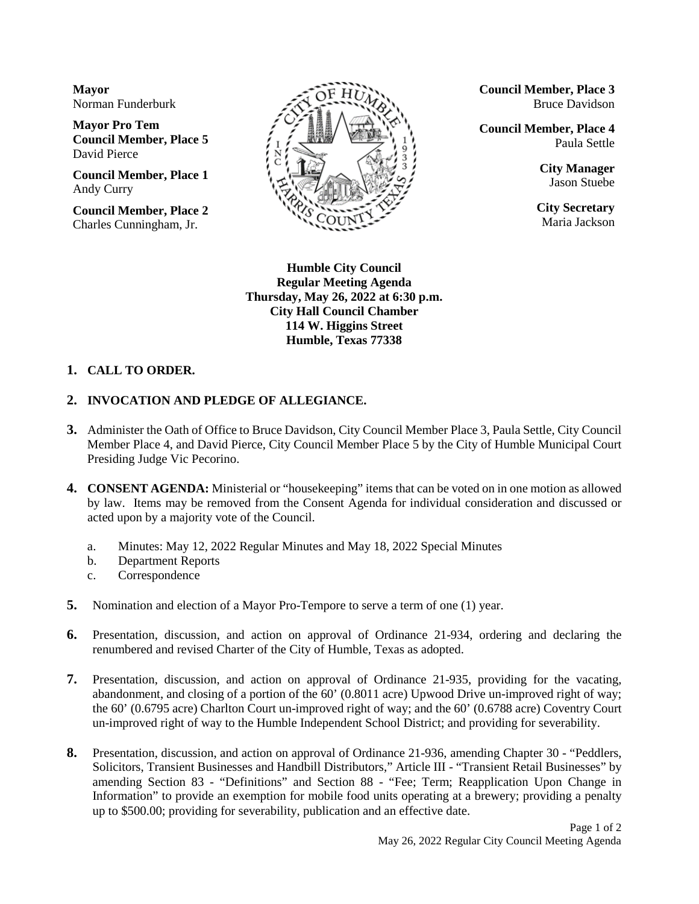**Mayor**
Norman Funderburk

**Mayor Pro Tem**
**Council Member, Place 5**
David Pierce

**Council Member, Place 1**
Andy Curry

**Council Member, Place 2**
Charles Cunningham, Jr.

**Council Member, Place 3**
Bruce Davidson

**Council Member, Place 4**
Paula Settle

**City Manager**
Jason Stuebe

**City Secretary**
Maria Jackson

**Humble City Council**
**Regular Meeting Agenda**
**Thursday, May 26, 2022 at 6:30 p.m.**
**City Hall Council Chamber**
**114 W. Higgins Street**
**Humble, Texas 77338**

1. **CALL TO ORDER.**

2. **INVOCATION AND PLEDGE OF ALLEGIANCE.**

3. Administer the Oath of Office to Bruce Davidson, City Council Member Place 3, Paula Settle, City Council Member Place 4, and David Pierce, City Council Member Place 5 by the City of Humble Municipal Court Presiding Judge Vic Pecorino.

4. **CONSENT AGENDA:** Ministerial or "housekeeping" items that can be voted on in one motion as allowed by law. Items may be removed from the Consent Agenda for individual consideration and discussed or acted upon by a majority vote of the Council.
   a. Minutes: May 12, 2022 Regular Minutes and May 18, 2022 Special Minutes
   b. Department Reports
   c. Correspondence

5. Nomination and election of a Mayor Pro-Tempore to serve a term of one (1) year.

6. Presentation, discussion, and action on approval of Ordinance 21-934, ordering and declaring the renumbered and revised Charter of the City of Humble, Texas as adopted.

7. Presentation, discussion, and action on approval of Ordinance 21-935, providing for the vacating, abandonment, and closing of a portion of the 60' (0.8011 acre) Upwood Drive un-improved right of way; the 60' (0.6795 acre) Charlton Court un-improved right of way; and the 60' (0.6788 acre) Coventry Court un-improved right of way to the Humble Independent School District; and providing for severability.

8. Presentation, discussion, and action on approval of Ordinance 21-936, amending Chapter 30 - "Peddlers, Solicitors, Transient Businesses and Handbill Distributors," Article III - "Transient Retail Businesses" by amending Section 83 - "Definitions" and Section 88 - "Fee; Term; Reapplication Upon Change in Information" to provide an exemption for mobile food units operating at a brewery; providing a penalty up to $500.00; providing for severability, publication and an effective date.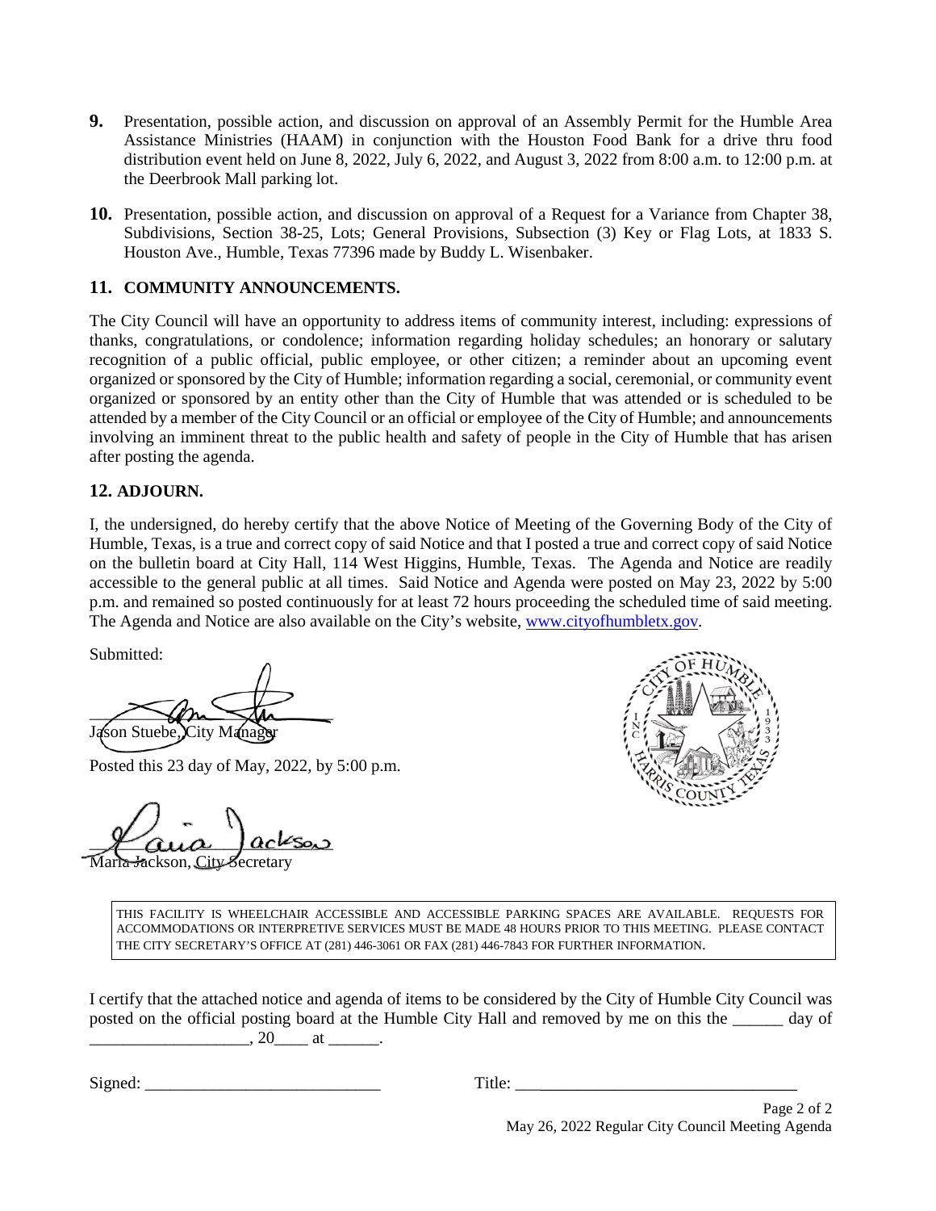**9.** Presentation, possible action, and discussion on approval of an Assembly Permit for the Humble Area Assistance Ministries (HAAM) in conjunction with the Houston Food Bank for a drive thru food distribution event held on June 8, 2022, July 6, 2022, and August 3, 2022 from 8:00 a.m. to 12:00 p.m. at the Deerbrook Mall parking lot.

**10.** Presentation, possible action, and discussion on approval of a Request for a Variance from Chapter 38, Subdivisions, Section 38-25, Lots; General Provisions, Subsection (3) Key or Flag Lots, at 1833 S. Houston Ave., Humble, Texas 77396 made by Buddy L. Wisenbaker.

**11. COMMUNITY ANNOUNCEMENTS.**

The City Council will have an opportunity to address items of community interest, including: expressions of thanks, congratulations, or condolence; information regarding holiday schedules; an honorary or salutary recognition of a public official, public employee, or other citizen; a reminder about an upcoming event organized or sponsored by the City of Humble; information regarding a social, ceremonial, or community event organized or sponsored by an entity other than the City of Humble that was attended or is scheduled to be attended by a member of the City Council or an official or employee of the City of Humble; and announcements involving an imminent threat to the public health and safety of people in the City of Humble that has arisen after posting the agenda.

**12. ADJOURN.**

I, the undersigned, do hereby certify that the above Notice of Meeting of the Governing Body of the City of Humble, Texas, is a true and correct copy of said Notice and that I posted a true and correct copy of said Notice on the bulletin board at City Hall, 114 West Higgins, Humble, Texas. The Agenda and Notice are readily accessible to the general public at all times. Said Notice and Agenda were posted on May 23, 2022 by 5:00 p.m. and remained so posted continuously for at least 72 hours proceeding the scheduled time of said meeting. The Agenda and Notice are also available on the City's website, www.cityofhumbletx.gov.

Submitted:

Jason Stuebe, City Manager

Posted this 23 day of May, 2022, by 5:00 p.m.

Maria Jackson, City Secretary

THIS FACILITY IS WHEELCHAIR ACCESSIBLE AND ACCESSIBLE PARKING SPACES ARE AVAILABLE. REQUESTS FOR ACCOMMODATIONS OR INTERPRETIVE SERVICES MUST BE MADE 48 HOURS PRIOR TO THIS MEETING. PLEASE CONTACT THE CITY SECRETARY'S OFFICE AT (281) 446-3061 OR FAX (281) 446-7843 FOR FURTHER INFORMATION.

I certify that the attached notice and agenda of items to be considered by the City of Humble City Council was posted on the official posting board at the Humble City Hall and removed by me on this the ______ day of ___________________, 20____ at ______.

Signed: ___________________________ Title: _________________________________

May 26, 2022 Regular City Council Meeting Agenda